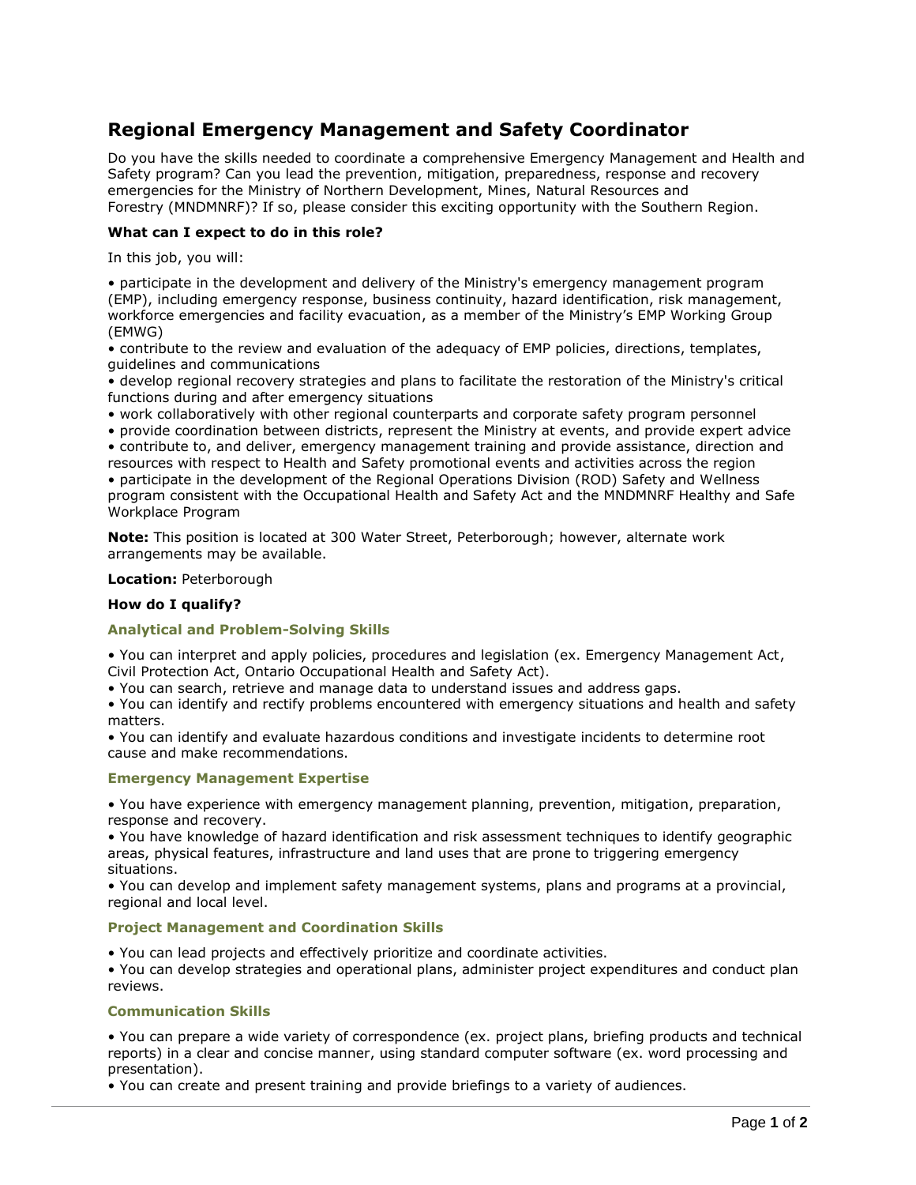# Regional Emergency Management and Safety Coordinator

Do you have the skills needed to coordinate a comprehensive Emergency Management and Health and Safety program? Can you lead the prevention, mitigation, preparedness, response and recovery emergencies for the Ministry of Northern Development, Mines, Natural Resources and Forestry (MNDMNRF)? If so, please consider this exciting opportunity with the Southern Region.

**What can I expect to do in this role?**

In this job, you will:

- participate in the development and delivery of the Ministry's emergency management program (EMP), including emergency response, business continuity, hazard identification, risk management, workforce emergencies and facility evacuation, as a member of the Ministry's EMP Working Group (EMWG)
- contribute to the review and evaluation of the adequacy of EMP policies, directions, templates, guidelines and communications
- develop regional recovery strategies and plans to facilitate the restoration of the Ministry's critical functions during and after emergency situations
- work collaboratively with other regional counterparts and corporate safety program personnel
- provide coordination between districts, represent the Ministry at events, and provide expert advice
- contribute to, and deliver, emergency management training and provide assistance, direction and resources with respect to Health and Safety promotional events and activities across the region
- participate in the development of the Regional Operations Division (ROD) Safety and Wellness program consistent with the Occupational Health and Safety Act and the MNDMNRF Healthy and Safe Workplace Program

**Note:** This position is located at 300 Water Street, Peterborough; however, alternate work arrangements may be available.

**Location:** Peterborough

**How do I qualify?**

### Analytical and Problem-Solving Skills

- You can interpret and apply policies, procedures and legislation (ex. Emergency Management Act, Civil Protection Act, Ontario Occupational Health and Safety Act).
- You can search, retrieve and manage data to understand issues and address gaps.
- You can identify and rectify problems encountered with emergency situations and health and safety matters.
- You can identify and evaluate hazardous conditions and investigate incidents to determine root cause and make recommendations.

### Emergency Management Expertise

- You have experience with emergency management planning, prevention, mitigation, preparation, response and recovery.
- You have knowledge of hazard identification and risk assessment techniques to identify geographic areas, physical features, infrastructure and land uses that are prone to triggering emergency situations.
- You can develop and implement safety management systems, plans and programs at a provincial, regional and local level.

### Project Management and Coordination Skills

- You can lead projects and effectively prioritize and coordinate activities.
- You can develop strategies and operational plans, administer project expenditures and conduct plan reviews.

### Communication Skills

- You can prepare a wide variety of correspondence (ex. project plans, briefing products and technical reports) in a clear and concise manner, using standard computer software (ex. word processing and presentation).
- You can create and present training and provide briefings to a variety of audiences.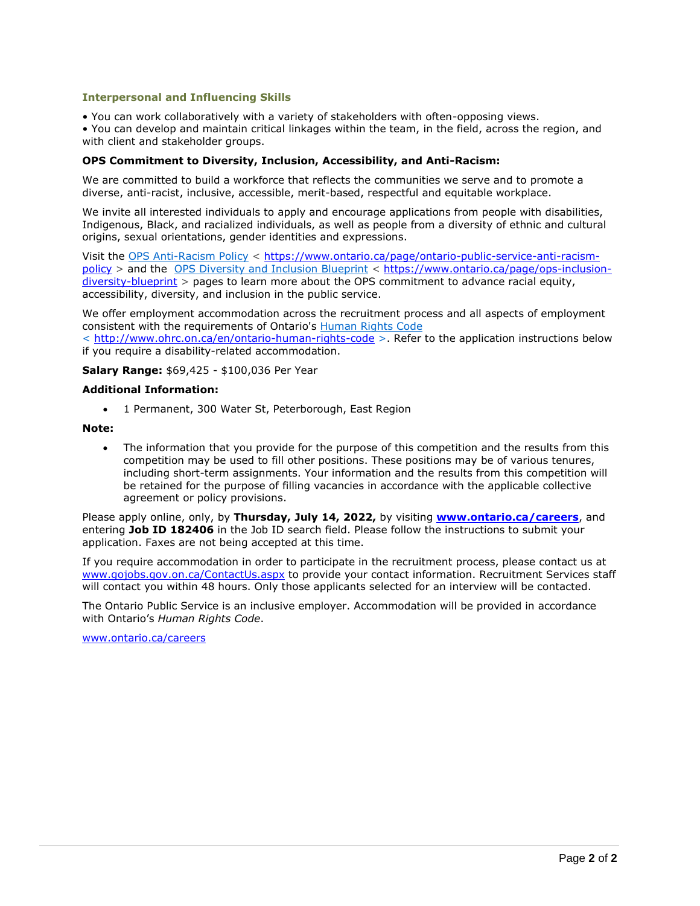### Interpersonal and Influencing Skills

• You can work collaboratively with a variety of stakeholders with often-opposing views.
• You can develop and maintain critical linkages within the team, in the field, across the region, and with client and stakeholder groups.

**OPS Commitment to Diversity, Inclusion, Accessibility, and Anti-Racism:**

We are committed to build a workforce that reflects the communities we serve and to promote a diverse, anti-racist, inclusive, accessible, merit-based, respectful and equitable workplace.

We invite all interested individuals to apply and encourage applications from people with disabilities, Indigenous, Black, and racialized individuals, as well as people from a diversity of ethnic and cultural origins, sexual orientations, gender identities and expressions.

Visit the [OPS Anti-Racism Policy](https://www.ontario.ca/page/ontario-public-service-anti-racism-policy) < https://www.ontario.ca/page/ontario-public-service-anti-racism-policy > and the [OPS Diversity and Inclusion Blueprint](https://www.ontario.ca/page/ops-inclusion-diversity-blueprint) < https://www.ontario.ca/page/ops-inclusion-diversity-blueprint > pages to learn more about the OPS commitment to advance racial equity, accessibility, diversity, and inclusion in the public service.

We offer employment accommodation across the recruitment process and all aspects of employment consistent with the requirements of Ontario's [Human Rights Code](http://www.ohrc.on.ca/en/ontario-human-rights-code) < http://www.ohrc.on.ca/en/ontario-human-rights-code >. Refer to the application instructions below if you require a disability-related accommodation.

**Salary Range:** $69,425 - $100,036 Per Year

**Additional Information:**

- 1 Permanent, 300 Water St, Peterborough, East Region

**Note:**

- The information that you provide for the purpose of this competition and the results from this competition may be used to fill other positions. These positions may be of various tenures, including short-term assignments. Your information and the results from this competition will be retained for the purpose of filling vacancies in accordance with the applicable collective agreement or policy provisions.

Please apply online, only, by **Thursday, July 14, 2022,** by visiting **www.ontario.ca/careers**, and entering **Job ID 182406** in the Job ID search field. Please follow the instructions to submit your application. Faxes are not being accepted at this time.

If you require accommodation in order to participate in the recruitment process, please contact us at www.gojobs.gov.on.ca/ContactUs.aspx to provide your contact information. Recruitment Services staff will contact you within 48 hours. Only those applicants selected for an interview will be contacted.

The Ontario Public Service is an inclusive employer. Accommodation will be provided in accordance with Ontario's *Human Rights Code*.

www.ontario.ca/careers